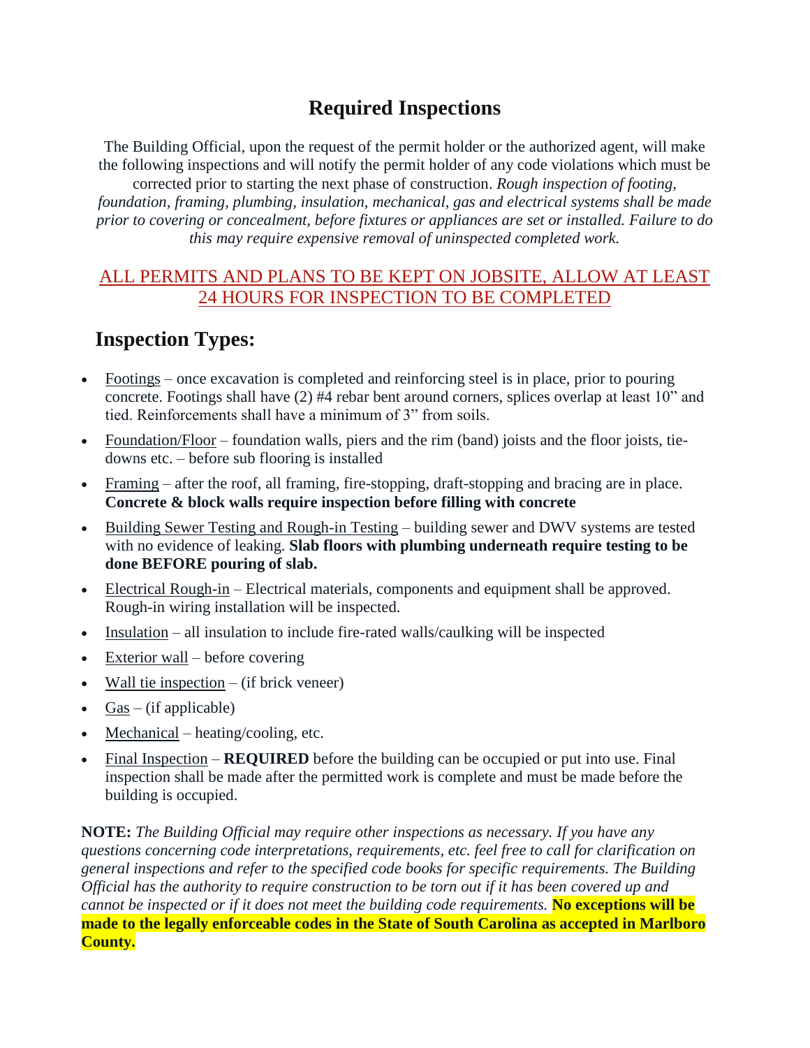# Required Inspections

The Building Official, upon the request of the permit holder or the authorized agent, will make the following inspections and will notify the permit holder of any code violations which must be corrected prior to starting the next phase of construction. *Rough inspection of footing, foundation, framing, plumbing, insulation, mechanical, gas and electrical systems shall be made prior to covering or concealment, before fixtures or appliances are set or installed. Failure to do this may require expensive removal of uninspected completed work.*

ALL PERMITS AND PLANS TO BE KEPT ON JOBSITE, ALLOW AT LEAST 24 HOURS FOR INSPECTION TO BE COMPLETED

## Inspection Types:

- Footings – once excavation is completed and reinforcing steel is in place, prior to pouring concrete. Footings shall have (2) #4 rebar bent around corners, splices overlap at least 10" and tied. Reinforcements shall have a minimum of 3" from soils.
- Foundation/Floor – foundation walls, piers and the rim (band) joists and the floor joists, tie-downs etc. – before sub flooring is installed
- Framing – after the roof, all framing, fire-stopping, draft-stopping and bracing are in place. **Concrete & block walls require inspection before filling with concrete**
- Building Sewer Testing and Rough-in Testing – building sewer and DWV systems are tested with no evidence of leaking. **Slab floors with plumbing underneath require testing to be done BEFORE pouring of slab.**
- Electrical Rough-in – Electrical materials, components and equipment shall be approved. Rough-in wiring installation will be inspected.
- Insulation – all insulation to include fire-rated walls/caulking will be inspected
- Exterior wall – before covering
- Wall tie inspection – (if brick veneer)
- Gas – (if applicable)
- Mechanical – heating/cooling, etc.
- Final Inspection – **REQUIRED** before the building can be occupied or put into use. Final inspection shall be made after the permitted work is complete and must be made before the building is occupied.

**NOTE:** *The Building Official may require other inspections as necessary. If you have any questions concerning code interpretations, requirements, etc. feel free to call for clarification on general inspections and refer to the specified code books for specific requirements. The Building Official has the authority to require construction to be torn out if it has been covered up and cannot be inspected or if it does not meet the building code requirements.* **No exceptions will be made to the legally enforceable codes in the State of South Carolina as accepted in Marlboro County.**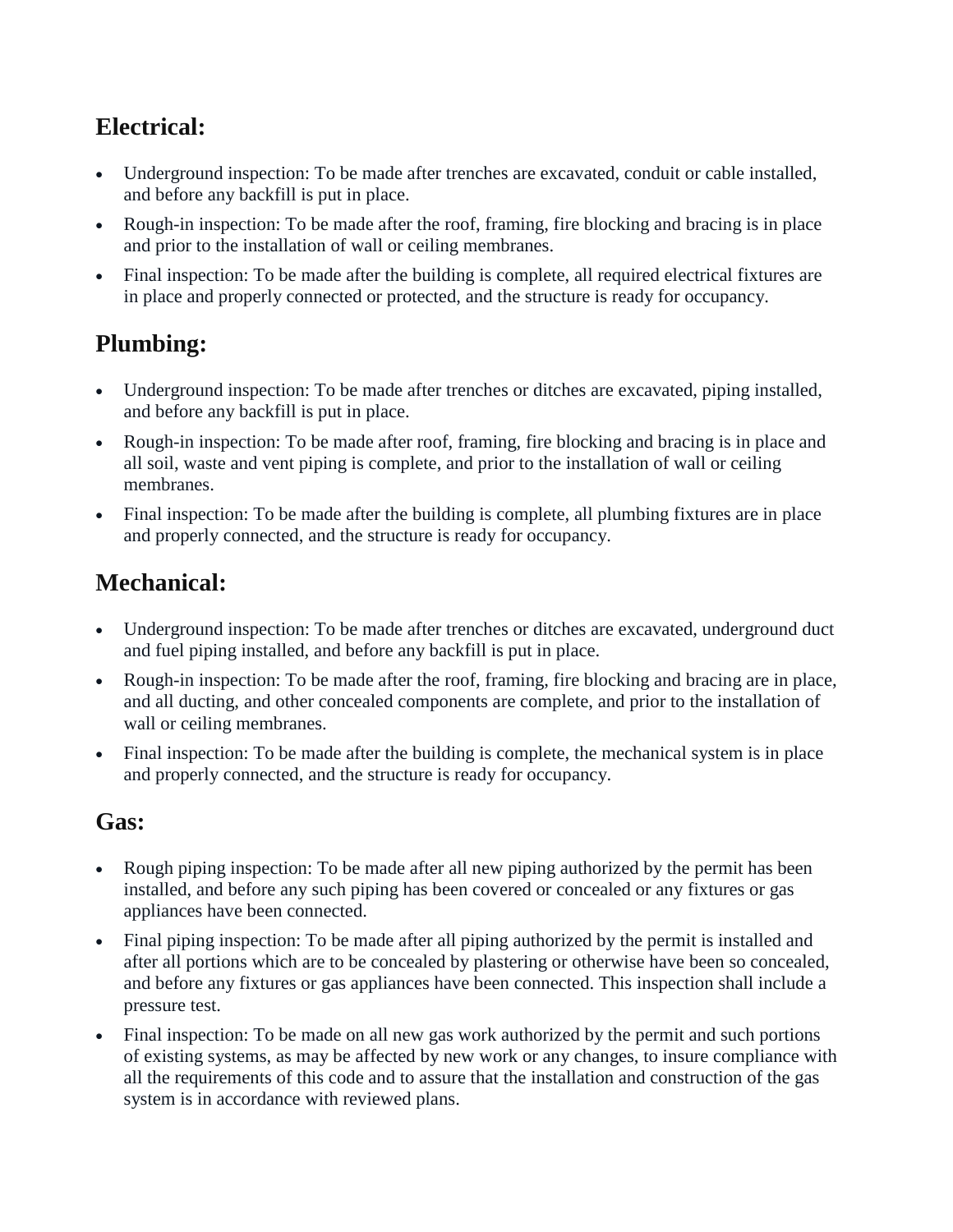## Electrical:

- Underground inspection: To be made after trenches are excavated, conduit or cable installed, and before any backfill is put in place.
- Rough-in inspection: To be made after the roof, framing, fire blocking and bracing is in place and prior to the installation of wall or ceiling membranes.
- Final inspection: To be made after the building is complete, all required electrical fixtures are in place and properly connected or protected, and the structure is ready for occupancy.

## Plumbing:

- Underground inspection: To be made after trenches or ditches are excavated, piping installed, and before any backfill is put in place.
- Rough-in inspection: To be made after roof, framing, fire blocking and bracing is in place and all soil, waste and vent piping is complete, and prior to the installation of wall or ceiling membranes.
- Final inspection: To be made after the building is complete, all plumbing fixtures are in place and properly connected, and the structure is ready for occupancy.

## Mechanical:

- Underground inspection: To be made after trenches or ditches are excavated, underground duct and fuel piping installed, and before any backfill is put in place.
- Rough-in inspection: To be made after the roof, framing, fire blocking and bracing are in place, and all ducting, and other concealed components are complete, and prior to the installation of wall or ceiling membranes.
- Final inspection: To be made after the building is complete, the mechanical system is in place and properly connected, and the structure is ready for occupancy.

## Gas:

- Rough piping inspection: To be made after all new piping authorized by the permit has been installed, and before any such piping has been covered or concealed or any fixtures or gas appliances have been connected.
- Final piping inspection: To be made after all piping authorized by the permit is installed and after all portions which are to be concealed by plastering or otherwise have been so concealed, and before any fixtures or gas appliances have been connected. This inspection shall include a pressure test.
- Final inspection: To be made on all new gas work authorized by the permit and such portions of existing systems, as may be affected by new work or any changes, to insure compliance with all the requirements of this code and to assure that the installation and construction of the gas system is in accordance with reviewed plans.